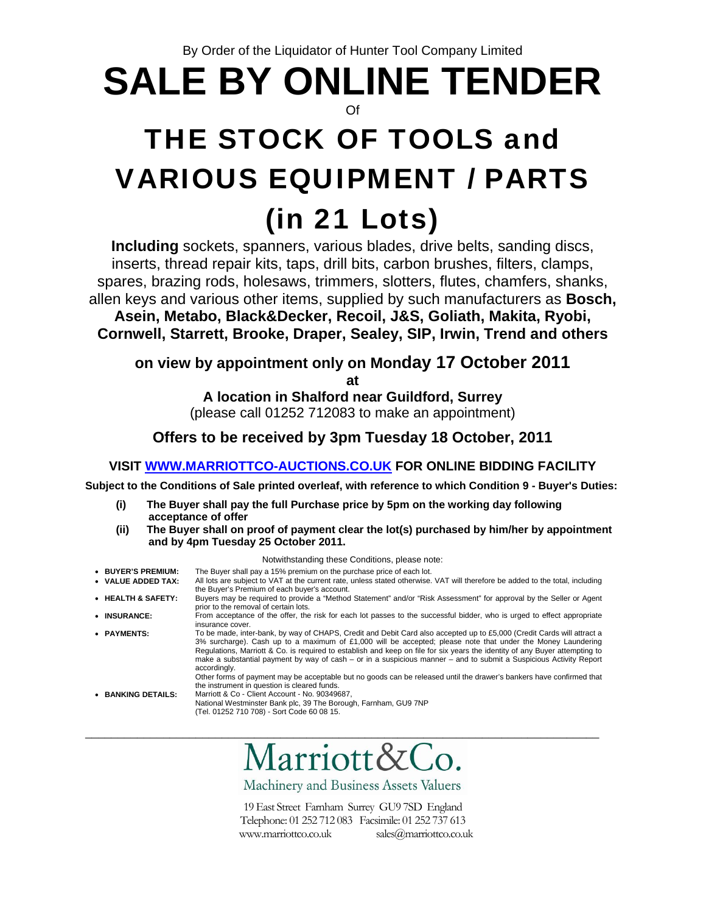By Order of the Liquidator of Hunter Tool Company Limited

# SALE BY ONLINE TENDER

Of

# THE STOCK OF TOOLS and VARIOUS EQUIPMENT / PARTS (in 21 Lots)

**Including** sockets, spanners, various blades, drive belts, sanding discs, inserts, thread repair kits, taps, drill bits, carbon brushes, filters, clamps, spares, brazing rods, holesaws, trimmers, slotters, flutes, chamfers, shanks, allen keys and various other items, supplied by such manufacturers as **Bosch, Asein, Metabo, Black&Decker, Recoil, J&S, Goliath, Makita, Ryobi, Cornwell, Starrett, Brooke, Draper, Sealey, SIP, Irwin, Trend and others**

## on view by appointment only on Monday 17 October 2011

**at**

**A location in Shalford near Guildford, Surrey**

(please call 01252 712083 to make an appointment)

## Offers to be received by 3pm Tuesday 18 October, 2011

**VISIT WWW.MARRIOTTCO-AUCTIONS.CO.UK FOR ONLINE BIDDING FACILITY**

**Subject to the Conditions of Sale printed overleaf, with reference to which Condition 9 - Buyer's Duties:**

**(i) The Buyer shall pay the full Purchase price by 5pm on the working day following acceptance of offer**

**(ii) The Buyer shall on proof of payment clear the lot(s) purchased by him/her by appointment and by 4pm Tuesday 25 October 2011.**

Notwithstanding these Conditions, please note:

- **BUYER'S PREMIUM:** The Buyer shall pay a 15% premium on the purchase price of each lot.
- **VALUE ADDED TAX:** All lots are subject to VAT at the current rate, unless stated otherwise. VAT will therefore be added to the total, including the Buyer's Premium of each buyer's account.
- **HEALTH & SAFETY:** Buyers may be required to provide a "Method Statement" and/or "Risk Assessment" for approval by the Seller or Agent prior to the removal of certain lots.
- **INSURANCE:** From acceptance of the offer, the risk for each lot passes to the successful bidder, who is urged to effect appropriate insurance cover.
- **PAYMENTS:** To be made, inter-bank, by way of CHAPS, Credit and Debit Card also accepted up to £5,000 (Credit Cards will attract a 3% surcharge). Cash up to a maximum of £1,000 will be accepted; please note that under the Money Laundering Regulations, Marriott & Co. is required to establish and keep on file for six years the identity of any Buyer attempting to make a substantial payment by way of cash – or in a suspicious manner – and to submit a Suspicious Activity Report accordingly.
  Other forms of payment may be acceptable but no goods can be released until the drawer's bankers have confirmed that the instrument in question is cleared funds.
- **BANKING DETAILS:** Marriott & Co - Client Account - No. 90349687,
  National Westminster Bank plc, 39 The Borough, Farnham, GU9 7NP
  (Tel. 01252 710 708) - Sort Code 60 08 15.

---

Marriott&Co.

Machinery and Business Assets Valuers

19 East Street Farnham Surrey GU9 7SD England
Telephone: 01 252 712 083 Facsimile: 01 252 737 613
www.marriottco.co.uk sales@marriottco.co.uk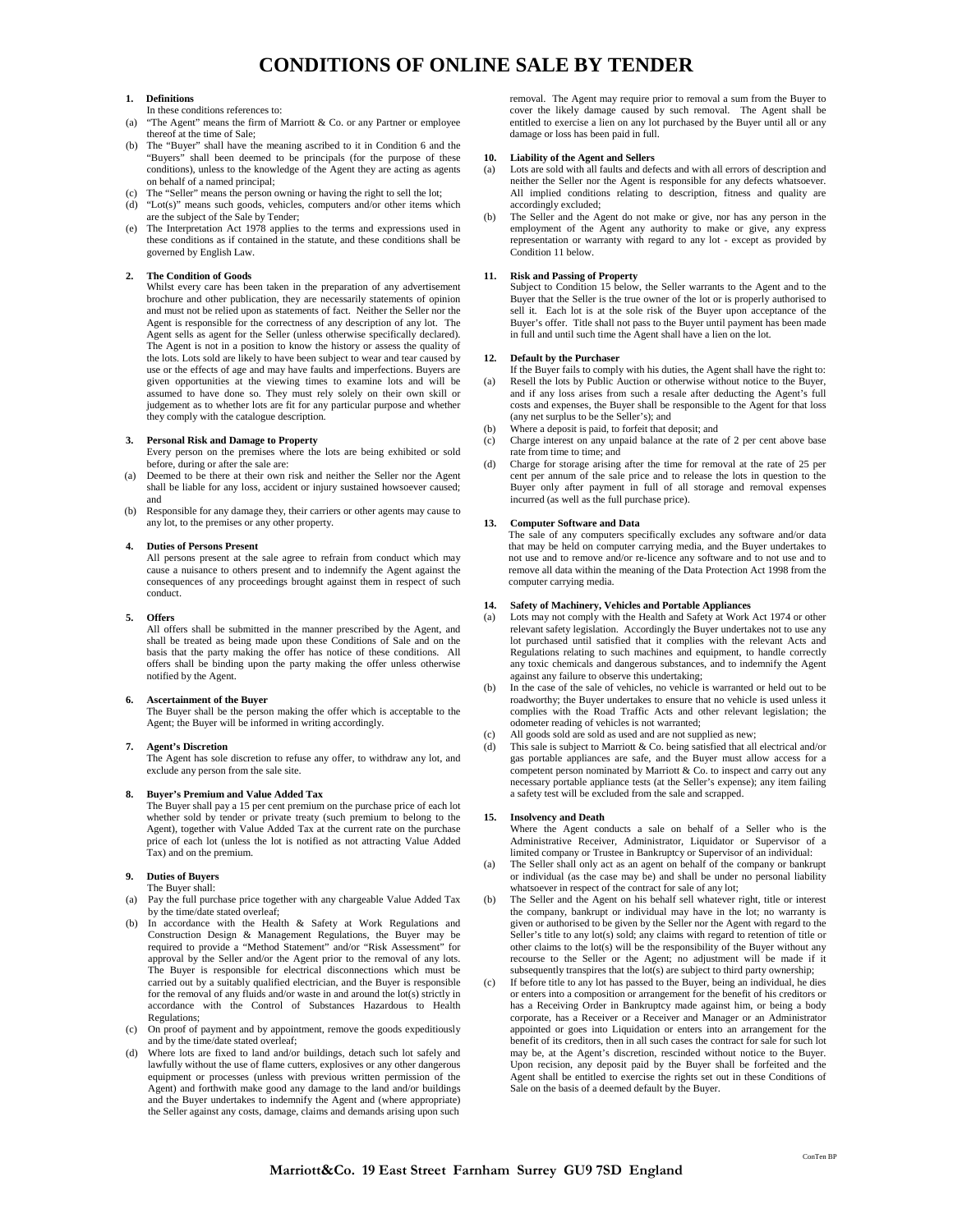# CONDITIONS OF ONLINE SALE BY TENDER

**1. Definitions**

In these conditions references to:

(a) "The Agent" means the firm of Marriott & Co. or any Partner or employee thereof at the time of Sale;

(b) The "Buyer" shall have the meaning ascribed to it in Condition 6 and the "Buyers" shall been deemed to be principals (for the purpose of these conditions), unless to the knowledge of the Agent they are acting as agents on behalf of a named principal;

(c) The "Seller" means the person owning or having the right to sell the lot;

(d) "Lot(s)" means such goods, vehicles, computers and/or other items which are the subject of the Sale by Tender;

(e) The Interpretation Act 1978 applies to the terms and expressions used in these conditions as if contained in the statute, and these conditions shall be governed by English Law.

**2. The Condition of Goods**

Whilst every care has been taken in the preparation of any advertisement brochure and other publication, they are necessarily statements of opinion and must not be relied upon as statements of fact. Neither the Seller nor the Agent is responsible for the correctness of any description of any lot. The Agent sells as agent for the Seller (unless otherwise specifically declared). The Agent is not in a position to know the history or assess the quality of the lots. Lots sold are likely to have been subject to wear and tear caused by use or the effects of age and may have faults and imperfections. Buyers are given opportunities at the viewing times to examine lots and will be assumed to have done so. They must rely solely on their own skill or judgement as to whether lots are fit for any particular purpose and whether they comply with the catalogue description.

**3. Personal Risk and Damage to Property**

Every person on the premises where the lots are being exhibited or sold before, during or after the sale are:

(a) Deemed to be there at their own risk and neither the Seller nor the Agent shall be liable for any loss, accident or injury sustained howsoever caused; and

(b) Responsible for any damage they, their carriers or other agents may cause to any lot, to the premises or any other property.

**4. Duties of Persons Present**

All persons present at the sale agree to refrain from conduct which may cause a nuisance to others present and to indemnify the Agent against the consequences of any proceedings brought against them in respect of such conduct.

**5. Offers**

All offers shall be submitted in the manner prescribed by the Agent, and shall be treated as being made upon these Conditions of Sale and on the basis that the party making the offer has notice of these conditions. All offers shall be binding upon the party making the offer unless otherwise notified by the Agent.

**6. Ascertainment of the Buyer**

The Buyer shall be the person making the offer which is acceptable to the Agent; the Buyer will be informed in writing accordingly.

**7. Agent's Discretion**

The Agent has sole discretion to refuse any offer, to withdraw any lot, and exclude any person from the sale site.

**8. Buyer's Premium and Value Added Tax**

The Buyer shall pay a 15 per cent premium on the purchase price of each lot whether sold by tender or private treaty (such premium to belong to the Agent), together with Value Added Tax at the current rate on the purchase price of each lot (unless the lot is notified as not attracting Value Added Tax) and on the premium.

**9. Duties of Buyers**

The Buyer shall:

(a) Pay the full purchase price together with any chargeable Value Added Tax by the time/date stated overleaf;

(b) In accordance with the Health & Safety at Work Regulations and Construction Design & Management Regulations, the Buyer may be required to provide a "Method Statement" and/or "Risk Assessment" for approval by the Seller and/or the Agent prior to the removal of any lots. The Buyer is responsible for electrical disconnections which must be carried out by a suitably qualified electrician, and the Buyer is responsible for the removal of any fluids and/or waste in and around the lot(s) strictly in accordance with the Control of Substances Hazardous to Health Regulations;

(c) On proof of payment and by appointment, remove the goods expeditiously and by the time/date stated overleaf;

(d) Where lots are fixed to land and/or buildings, detach such lot safely and lawfully without the use of flame cutters, explosives or any other dangerous equipment or processes (unless with previous written permission of the Agent) and forthwith make good any damage to the land and/or buildings and the Buyer undertakes to indemnify the Agent and (where appropriate) the Seller against any costs, damage, claims and demands arising upon such removal. The Agent may require prior to removal a sum from the Buyer to cover the likely damage caused by such removal. The Agent shall be entitled to exercise a lien on any lot purchased by the Buyer until all or any damage or loss has been paid in full.

**10. Liability of the Agent and Sellers**

(a) Lots are sold with all faults and defects and with all errors of description and neither the Seller nor the Agent is responsible for any defects whatsoever. All implied conditions relating to description, fitness and quality are accordingly excluded;

(b) The Seller and the Agent do not make or give, nor has any person in the employment of the Agent any authority to make or give, any express representation or warranty with regard to any lot - except as provided by Condition 11 below.

**11. Risk and Passing of Property**

Subject to Condition 15 below, the Seller warrants to the Agent and to the Buyer that the Seller is the true owner of the lot or is properly authorised to sell it. Each lot is at the sole risk of the Buyer upon acceptance of the Buyer's offer. Title shall not pass to the Buyer until payment has been made in full and until such time the Agent shall have a lien on the lot.

**12. Default by the Purchaser**

If the Buyer fails to comply with his duties, the Agent shall have the right to:

(a) Resell the lots by Public Auction or otherwise without notice to the Buyer, and if any loss arises from such a resale after deducting the Agent's full costs and expenses, the Buyer shall be responsible to the Agent for that loss (any net surplus to be the Seller's); and

(b) Where a deposit is paid, to forfeit that deposit; and

(c) Charge interest on any unpaid balance at the rate of 2 per cent above base rate from time to time; and

(d) Charge for storage arising after the time for removal at the rate of 25 per cent per annum of the sale price and to release the lots in question to the Buyer only after payment in full of all storage and removal expenses incurred (as well as the full purchase price).

**13. Computer Software and Data**

The sale of any computers specifically excludes any software and/or data that may be held on computer carrying media, and the Buyer undertakes to not use and to remove and/or re-licence any software and to not use and to remove all data within the meaning of the Data Protection Act 1998 from the computer carrying media.

**14. Safety of Machinery, Vehicles and Portable Appliances**

(a) Lots may not comply with the Health and Safety at Work Act 1974 or other relevant safety legislation. Accordingly the Buyer undertakes not to use any lot purchased until satisfied that it complies with the relevant Acts and Regulations relating to such machines and equipment, to handle correctly any toxic chemicals and dangerous substances, and to indemnify the Agent against any failure to observe this undertaking;

(b) In the case of the sale of vehicles, no vehicle is warranted or held out to be roadworthy; the Buyer undertakes to ensure that no vehicle is used unless it complies with the Road Traffic Acts and other relevant legislation; the odometer reading of vehicles is not warranted;

(c) All goods sold are sold as used and are not supplied as new;

(d) This sale is subject to Marriott & Co. being satisfied that all electrical and/or gas portable appliances are safe, and the Buyer must allow access for a competent person nominated by Marriott & Co. to inspect and carry out any necessary portable appliance tests (at the Seller's expense); any item failing a safety test will be excluded from the sale and scrapped.

**15. Insolvency and Death**

Where the Agent conducts a sale on behalf of a Seller who is the Administrative Receiver, Administrator, Liquidator or Supervisor of a limited company or Trustee in Bankruptcy or Supervisor of an individual:

(a) The Seller shall only act as an agent on behalf of the company or bankrupt or individual (as the case may be) and shall be under no personal liability whatsoever in respect of the contract for sale of any lot;

(b) The Seller and the Agent on his behalf sell whatever right, title or interest the company, bankrupt or individual may have in the lot; no warranty is given or authorised to be given by the Seller nor the Agent with regard to the Seller's title to any lot(s) sold; any claims with regard to retention of title or other claims to the lot(s) will be the responsibility of the Buyer without any recourse to the Seller or the Agent; no adjustment will be made if it subsequently transpires that the lot(s) are subject to third party ownership;

(c) If before title to any lot has passed to the Buyer, being an individual, he dies or enters into a composition or arrangement for the benefit of his creditors or has a Receiving Order in Bankruptcy made against him, or being a body corporate, has a Receiver or a Receiver and Manager or an Administrator appointed or goes into Liquidation or enters into an arrangement for the benefit of its creditors, then in all such cases the contract for sale for such lot may be, at the Agent's discretion, rescinded without notice to the Buyer. Upon recision, any deposit paid by the Buyer shall be forfeited and the Agent shall be entitled to exercise the rights set out in these Conditions of Sale on the basis of a deemed default by the Buyer.

ConTen BP

**Marriott&Co. 19 East Street Farnham Surrey GU9 7SD England**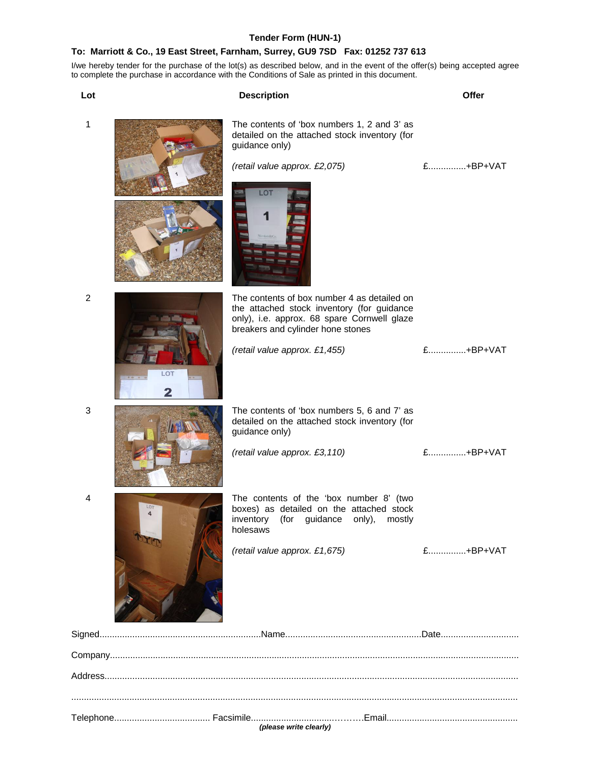**Tender Form (HUN-1)**

**To: Marriott & Co., 19 East Street, Farnham, Surrey, GU9 7SD Fax: 01252 737 613**

I/we hereby tender for the purchase of the lot(s) as described below, and in the event of the offer(s) being accepted agree to complete the purchase in accordance with the Conditions of Sale as printed in this document.

| Lot | Description | Offer |
|---|---|---|
| 1 | The contents of 'box numbers 1, 2 and 3' as detailed on the attached stock inventory (for guidance only) *(retail value approx. £2,075)* | £...............+BP+VAT |
| 2 | The contents of box number 4 as detailed on the attached stock inventory (for guidance only), i.e. approx. 68 spare Cornwell glaze breakers and cylinder hone stones *(retail value approx. £1,455)* | £...............+BP+VAT |
| 3 | The contents of 'box numbers 5, 6 and 7' as detailed on the attached stock inventory (for guidance only) *(retail value approx. £3,110)* | £...............+BP+VAT |
| 4 | The contents of the 'box number 8' (two boxes) as detailed on the attached stock inventory (for guidance only), mostly holesaws *(retail value approx. £1,675)* | £...............+BP+VAT |

Signed................................................................Name......................................................Date...............................

Company..................................................................................................................................................................

Address....................................................................................................................................................................

..................................................................................................................................................................................

Telephone...................................... Facsimile..........................................Email....................................................

***(please write clearly)***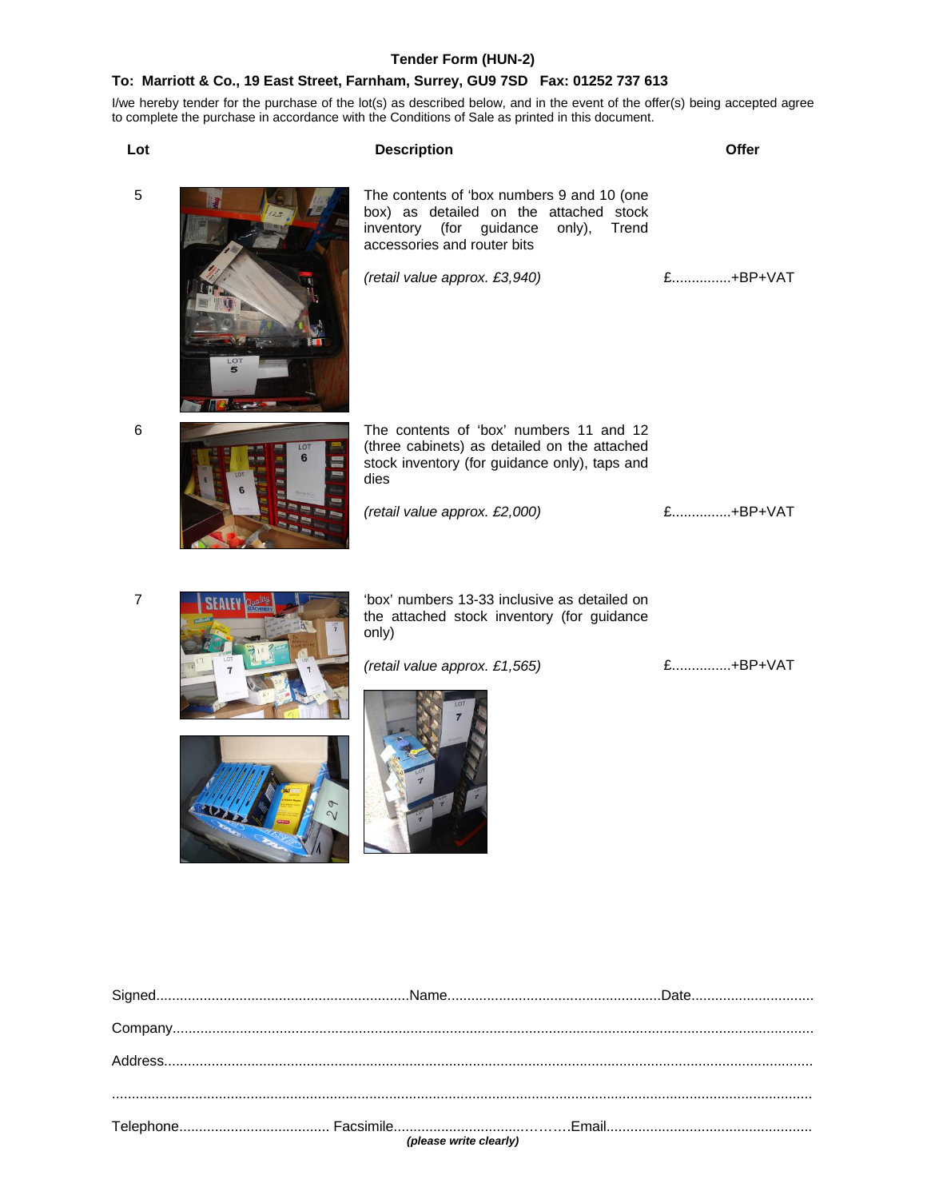**Tender Form (HUN-2)**

**To: Marriott & Co., 19 East Street, Farnham, Surrey, GU9 7SD Fax: 01252 737 613**

I/we hereby tender for the purchase of the lot(s) as described below, and in the event of the offer(s) being accepted agree to complete the purchase in accordance with the Conditions of Sale as printed in this document.

| Lot | Description | Offer |
|---|---|---|
| 5 | The contents of 'box numbers 9 and 10 (one box) as detailed on the attached stock inventory (for guidance only), Trend accessories and router bits<br><br>*(retail value approx. £3,940)* | £...............+BP+VAT |
| 6 | The contents of 'box' numbers 11 and 12 (three cabinets) as detailed on the attached stock inventory (for guidance only), taps and dies<br><br>*(retail value approx. £2,000)* | £...............+BP+VAT |
| 7 | 'box' numbers 13-33 inclusive as detailed on the attached stock inventory (for guidance only)<br><br>*(retail value approx. £1,565)* | £...............+BP+VAT |

Signed................................................................Name......................................................Date...............................

Company...............................................................................................................................................

Address.................................................................................................................................................

.............................................................................................................................................................

Telephone...................................... Facsimile..............................………Email....................................................

***(please write clearly)***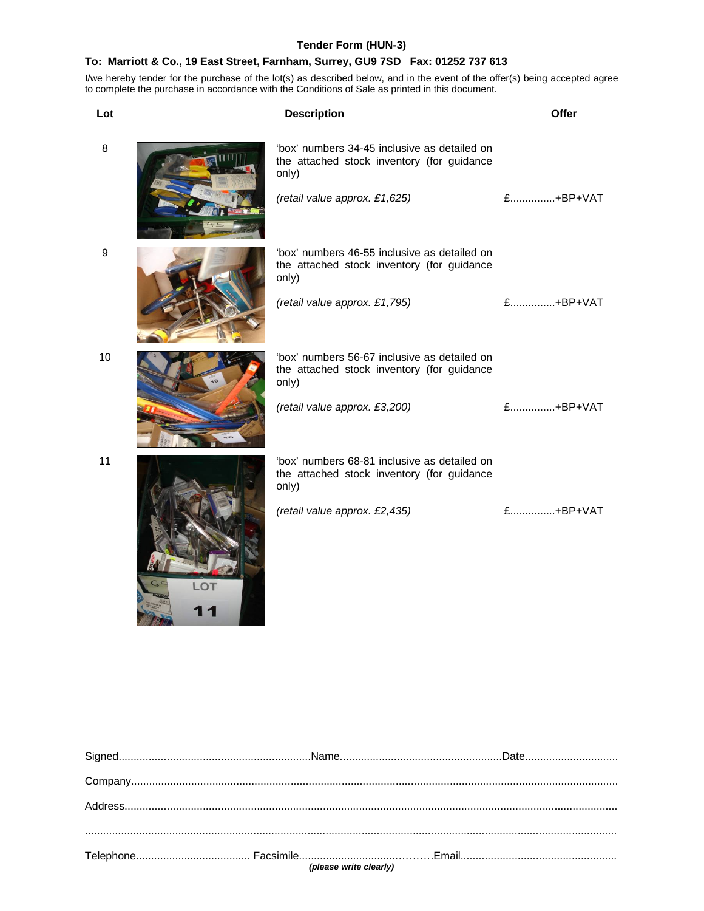# Tender Form (HUN-3)

**To: Marriott & Co., 19 East Street, Farnham, Surrey, GU9 7SD Fax: 01252 737 613**

I/we hereby tender for the purchase of the lot(s) as described below, and in the event of the offer(s) being accepted agree to complete the purchase in accordance with the Conditions of Sale as printed in this document.

| Lot | Description | Offer |
|---|---|---|
| 8 | 'box' numbers 34-45 inclusive as detailed on the attached stock inventory (for guidance only)<br><br>*(retail value approx. £1,625)* | £...............+BP+VAT |
| 9 | 'box' numbers 46-55 inclusive as detailed on the attached stock inventory (for guidance only)<br><br>*(retail value approx. £1,795)* | £...............+BP+VAT |
| 10 | 'box' numbers 56-67 inclusive as detailed on the attached stock inventory (for guidance only)<br><br>*(retail value approx. £3,200)* | £...............+BP+VAT |
| 11 | 'box' numbers 68-81 inclusive as detailed on the attached stock inventory (for guidance only)<br><br>*(retail value approx. £2,435)* | £...............+BP+VAT |

Signed............................................................... Name...................................................... Date..............................

Company.............................................................................................................................................................

Address...............................................................................................................................................................

...............................................................................................................................................................................

Telephone...................................... Facsimile........................................ Email....................................................

***(please write clearly)***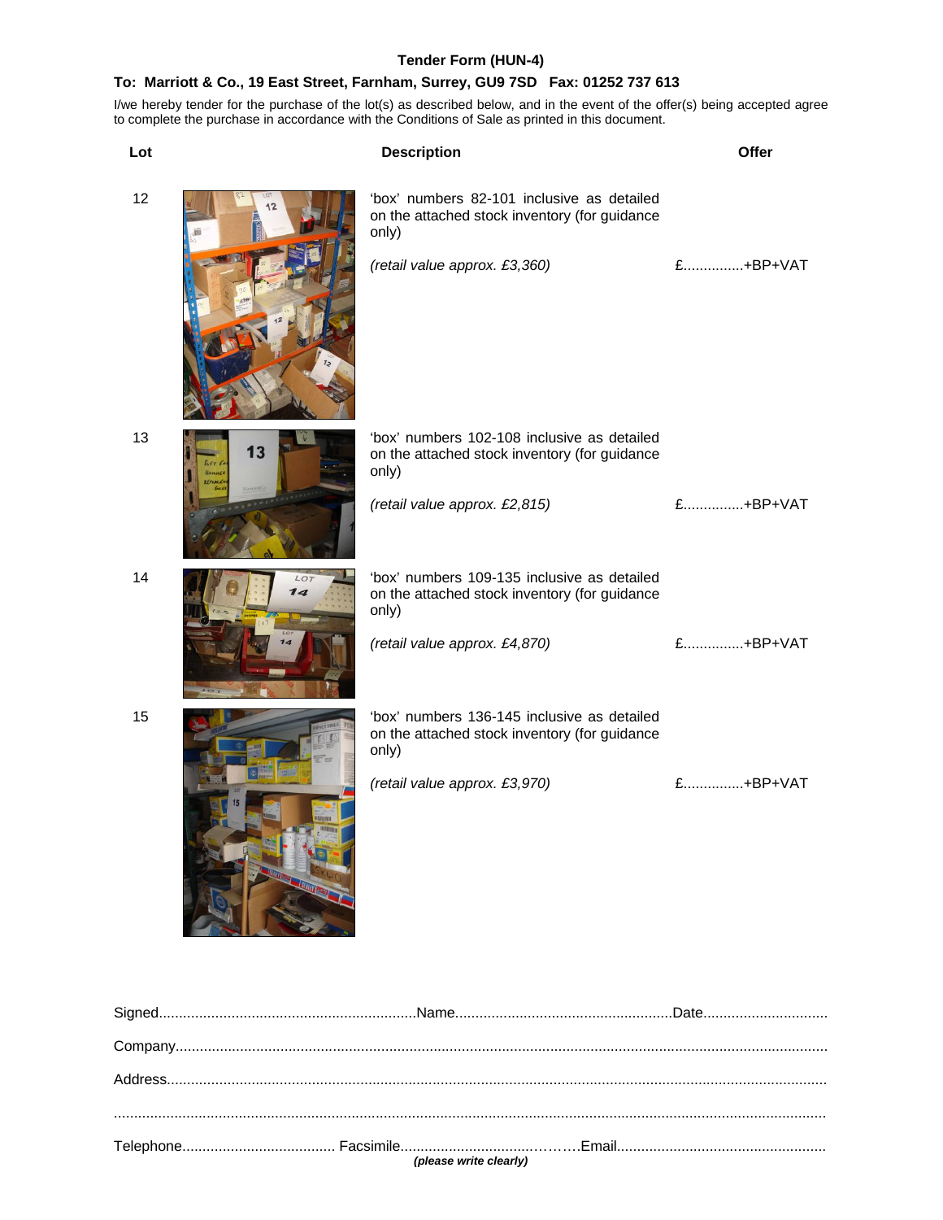**Tender Form (HUN-4)**

**To: Marriott & Co., 19 East Street, Farnham, Surrey, GU9 7SD Fax: 01252 737 613**

I/we hereby tender for the purchase of the lot(s) as described below, and in the event of the offer(s) being accepted agree to complete the purchase in accordance with the Conditions of Sale as printed in this document.

| Lot | Description | Offer |
|---|---|---|
| 12 | 'box' numbers 82-101 inclusive as detailed on the attached stock inventory (for guidance only)<br><br>*(retail value approx. £3,360)* | £..............+BP+VAT |
| 13 | 'box' numbers 102-108 inclusive as detailed on the attached stock inventory (for guidance only)<br><br>*(retail value approx. £2,815)* | £..............+BP+VAT |
| 14 | 'box' numbers 109-135 inclusive as detailed on the attached stock inventory (for guidance only)<br><br>*(retail value approx. £4,870)* | £..............+BP+VAT |
| 15 | 'box' numbers 136-145 inclusive as detailed on the attached stock inventory (for guidance only)<br><br>*(retail value approx. £3,970)* | £..............+BP+VAT |

Signed............................................................Name....................................................Date..............................

Company...........................................................................................................................................................

Address.............................................................................................................................................................

.........................................................................................................................................................................

Telephone..................................... Facsimile..................................………Email...................................................

***(please write clearly)***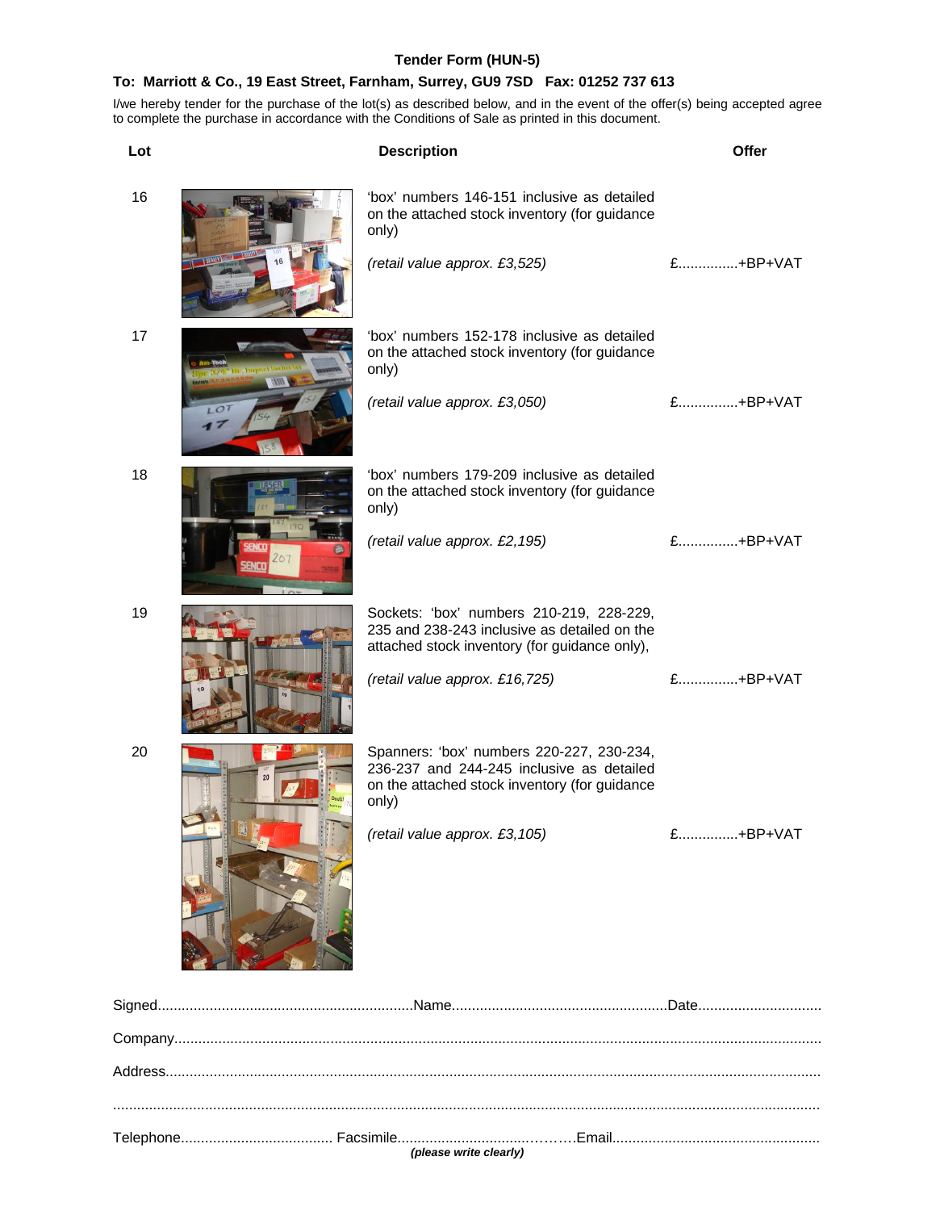**Tender Form (HUN-5)**

**To: Marriott & Co., 19 East Street, Farnham, Surrey, GU9 7SD Fax: 01252 737 613**

I/we hereby tender for the purchase of the lot(s) as described below, and in the event of the offer(s) being accepted agree to complete the purchase in accordance with the Conditions of Sale as printed in this document.

| Lot | Description | Offer |
|---|---|---|
| 16 | 'box' numbers 146-151 inclusive as detailed on the attached stock inventory (for guidance only)<br><br>*(retail value approx. £3,525)* | £...............+BP+VAT |
| 17 | 'box' numbers 152-178 inclusive as detailed on the attached stock inventory (for guidance only)<br><br>*(retail value approx. £3,050)* | £...............+BP+VAT |
| 18 | 'box' numbers 179-209 inclusive as detailed on the attached stock inventory (for guidance only)<br><br>*(retail value approx. £2,195)* | £...............+BP+VAT |
| 19 | Sockets: 'box' numbers 210-219, 228-229, 235 and 238-243 inclusive as detailed on the attached stock inventory (for guidance only),<br><br>*(retail value approx. £16,725)* | £...............+BP+VAT |
| 20 | Spanners: 'box' numbers 220-227, 230-234, 236-237 and 244-245 inclusive as detailed on the attached stock inventory (for guidance only)<br><br>*(retail value approx. £3,105)* | £...............+BP+VAT |

Signed................................................................Name......................................................Date...............................

Company..............................................................................................................................................................

Address................................................................................................................................................................

..............................................................................................................................................................................

Telephone...................................... Facsimile...................................……….Email....................................................

***(please write clearly)***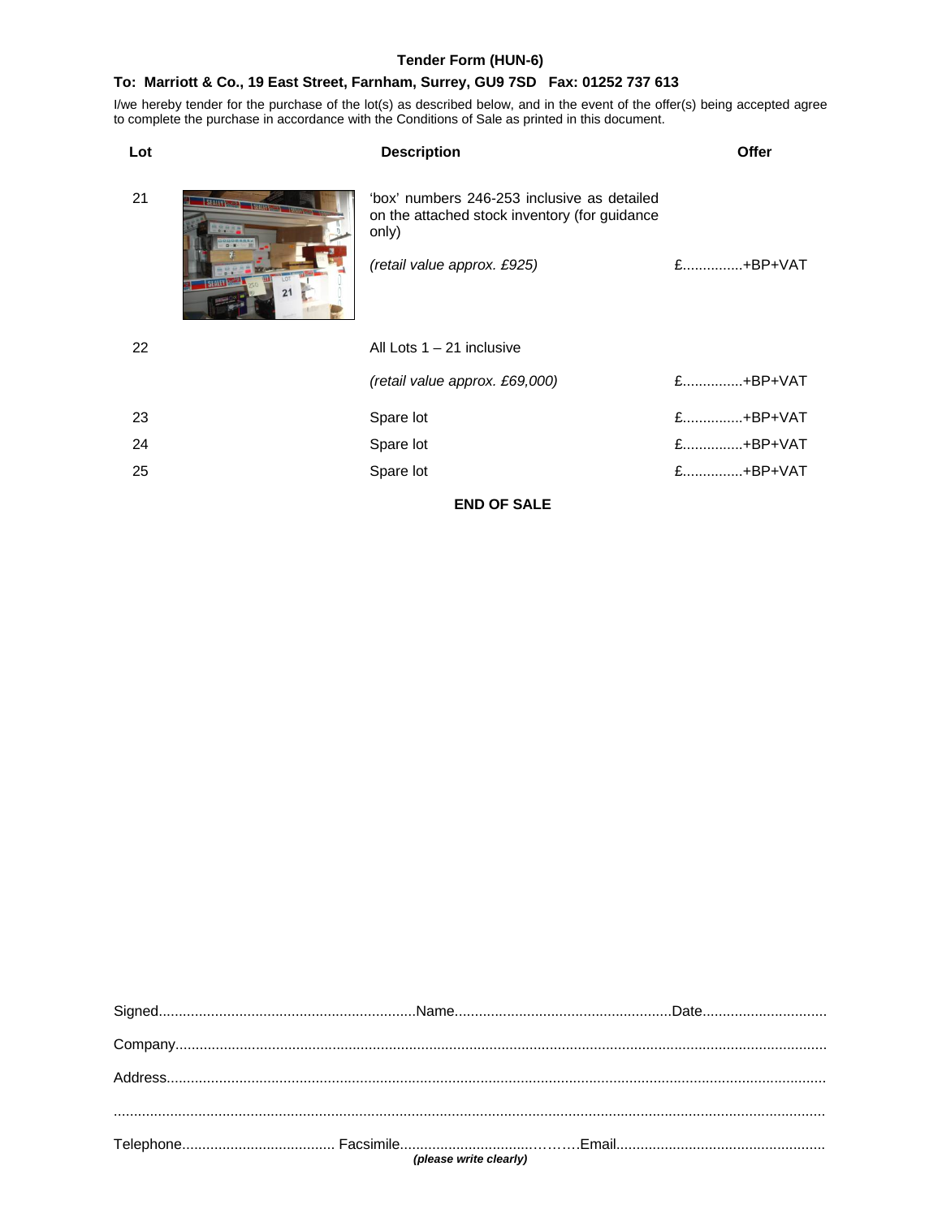**Tender Form (HUN-6)**

**To: Marriott & Co., 19 East Street, Farnham, Surrey, GU9 7SD Fax: 01252 737 613**

I/we hereby tender for the purchase of the lot(s) as described below, and in the event of the offer(s) being accepted agree to complete the purchase in accordance with the Conditions of Sale as printed in this document.

| Lot | Description | Offer |
|---|---|---|
| 21 | 'box' numbers 246-253 inclusive as detailed on the attached stock inventory (for guidance only)<br>*(retail value approx. £925)* | £...............+BP+VAT |
| 22 | All Lots 1 – 21 inclusive<br>*(retail value approx. £69,000)* | £...............+BP+VAT |
| 23 | Spare lot | £...............+BP+VAT |
| 24 | Spare lot | £...............+BP+VAT |
| 25 | Spare lot | £...............+BP+VAT |

**END OF SALE**

Signed................................................................Name......................................................Date...............................

Company...............................................................................................................................................................

Address.................................................................................................................................................................

..............................................................................................................................................................................

Telephone...................................... Facsimile.............................………Email...................................................

***(please write clearly)***